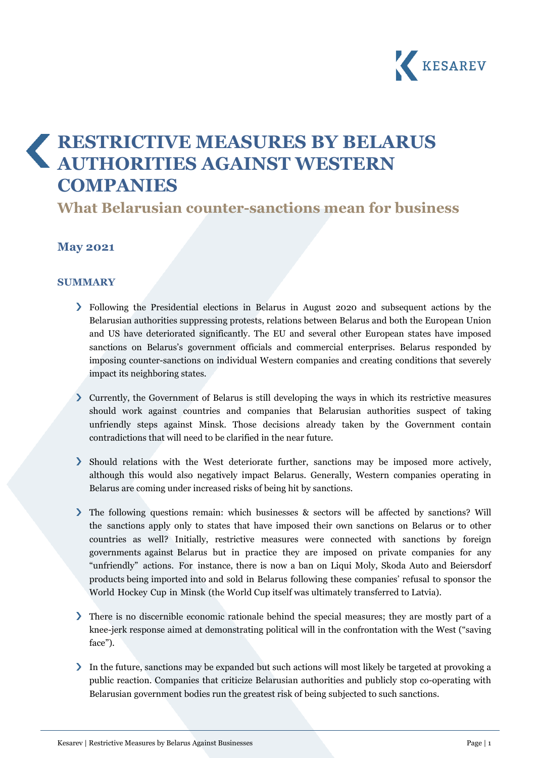# RESTRICTIVE MEASURES BY BELARUS AUTHORITIES AGAINST WESTERN COMPANIES

## What Belarusian counter-sanctions mean for business

### May 2021

#### SUMMARY

- Following the Presidential elections in Belarus in August 2020 and subsequent actions by the Belarusian authorities suppressing protests, relations between Belarus and both the European Union and US have deteriorated significantly. The EU and several other European states have imposed sanctions on Belarus's government officials and commercial enterprises. Belarus responded by imposing counter-sanctions on individual Western companies and creating conditions that severely impact its neighboring states.

- Currently, the Government of Belarus is still developing the ways in which its restrictive measures should work against countries and companies that Belarusian authorities suspect of taking unfriendly steps against Minsk. Those decisions already taken by the Government contain contradictions that will need to be clarified in the near future.

- Should relations with the West deteriorate further, sanctions may be imposed more actively, although this would also negatively impact Belarus. Generally, Western companies operating in Belarus are coming under increased risks of being hit by sanctions.

- The following questions remain: which businesses & sectors will be affected by sanctions? Will the sanctions apply only to states that have imposed their own sanctions on Belarus or to other countries as well? Initially, restrictive measures were connected with sanctions by foreign governments against Belarus but in practice they are imposed on private companies for any "unfriendly" actions. For instance, there is now a ban on Liqui Moly, Skoda Auto and Beiersdorf products being imported into and sold in Belarus following these companies' refusal to sponsor the World Hockey Cup in Minsk (the World Cup itself was ultimately transferred to Latvia).

- There is no discernible economic rationale behind the special measures; they are mostly part of a knee-jerk response aimed at demonstrating political will in the confrontation with the West ("saving face").

- In the future, sanctions may be expanded but such actions will most likely be targeted at provoking a public reaction. Companies that criticize Belarusian authorities and publicly stop co-operating with Belarusian government bodies run the greatest risk of being subjected to such sanctions.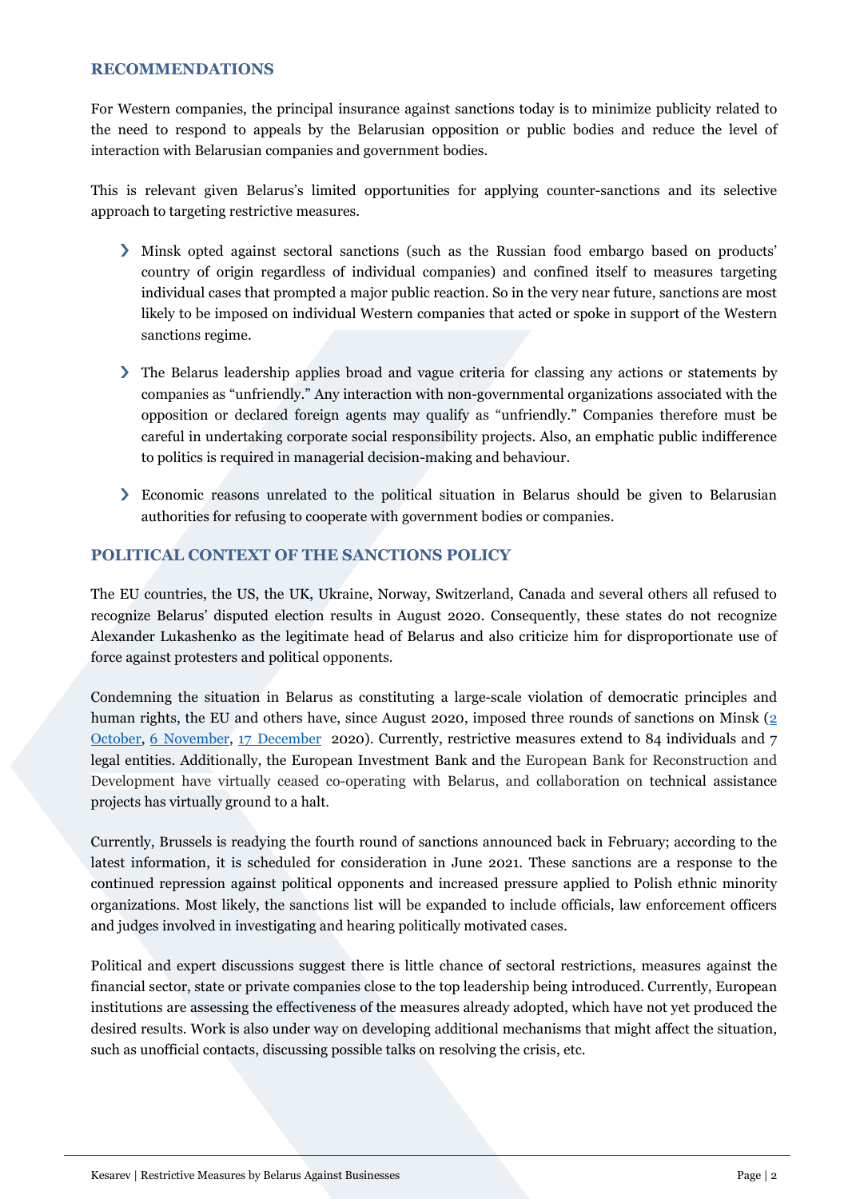## RECOMMENDATIONS

For Western companies, the principal insurance against sanctions today is to minimize publicity related to the need to respond to appeals by the Belarusian opposition or public bodies and reduce the level of interaction with Belarusian companies and government bodies.

This is relevant given Belarus's limited opportunities for applying counter-sanctions and its selective approach to targeting restrictive measures.

- Minsk opted against sectoral sanctions (such as the Russian food embargo based on products' country of origin regardless of individual companies) and confined itself to measures targeting individual cases that prompted a major public reaction. So in the very near future, sanctions are most likely to be imposed on individual Western companies that acted or spoke in support of the Western sanctions regime.
- The Belarus leadership applies broad and vague criteria for classing any actions or statements by companies as "unfriendly." Any interaction with non-governmental organizations associated with the opposition or declared foreign agents may qualify as "unfriendly." Companies therefore must be careful in undertaking corporate social responsibility projects. Also, an emphatic public indifference to politics is required in managerial decision-making and behaviour.
- Economic reasons unrelated to the political situation in Belarus should be given to Belarusian authorities for refusing to cooperate with government bodies or companies.

## POLITICAL CONTEXT OF THE SANCTIONS POLICY

The EU countries, the US, the UK, Ukraine, Norway, Switzerland, Canada and several others all refused to recognize Belarus' disputed election results in August 2020. Consequently, these states do not recognize Alexander Lukashenko as the legitimate head of Belarus and also criticize him for disproportionate use of force against protesters and political opponents.

Condemning the situation in Belarus as constituting a large-scale violation of democratic principles and human rights, the EU and others have, since August 2020, imposed three rounds of sanctions on Minsk (2 October, 6 November, 17 December 2020). Currently, restrictive measures extend to 84 individuals and 7 legal entities. Additionally, the European Investment Bank and the European Bank for Reconstruction and Development have virtually ceased co-operating with Belarus, and collaboration on technical assistance projects has virtually ground to a halt.

Currently, Brussels is readying the fourth round of sanctions announced back in February; according to the latest information, it is scheduled for consideration in June 2021. These sanctions are a response to the continued repression against political opponents and increased pressure applied to Polish ethnic minority organizations. Most likely, the sanctions list will be expanded to include officials, law enforcement officers and judges involved in investigating and hearing politically motivated cases.

Political and expert discussions suggest there is little chance of sectoral restrictions, measures against the financial sector, state or private companies close to the top leadership being introduced. Currently, European institutions are assessing the effectiveness of the measures already adopted, which have not yet produced the desired results. Work is also under way on developing additional mechanisms that might affect the situation, such as unofficial contacts, discussing possible talks on resolving the crisis, etc.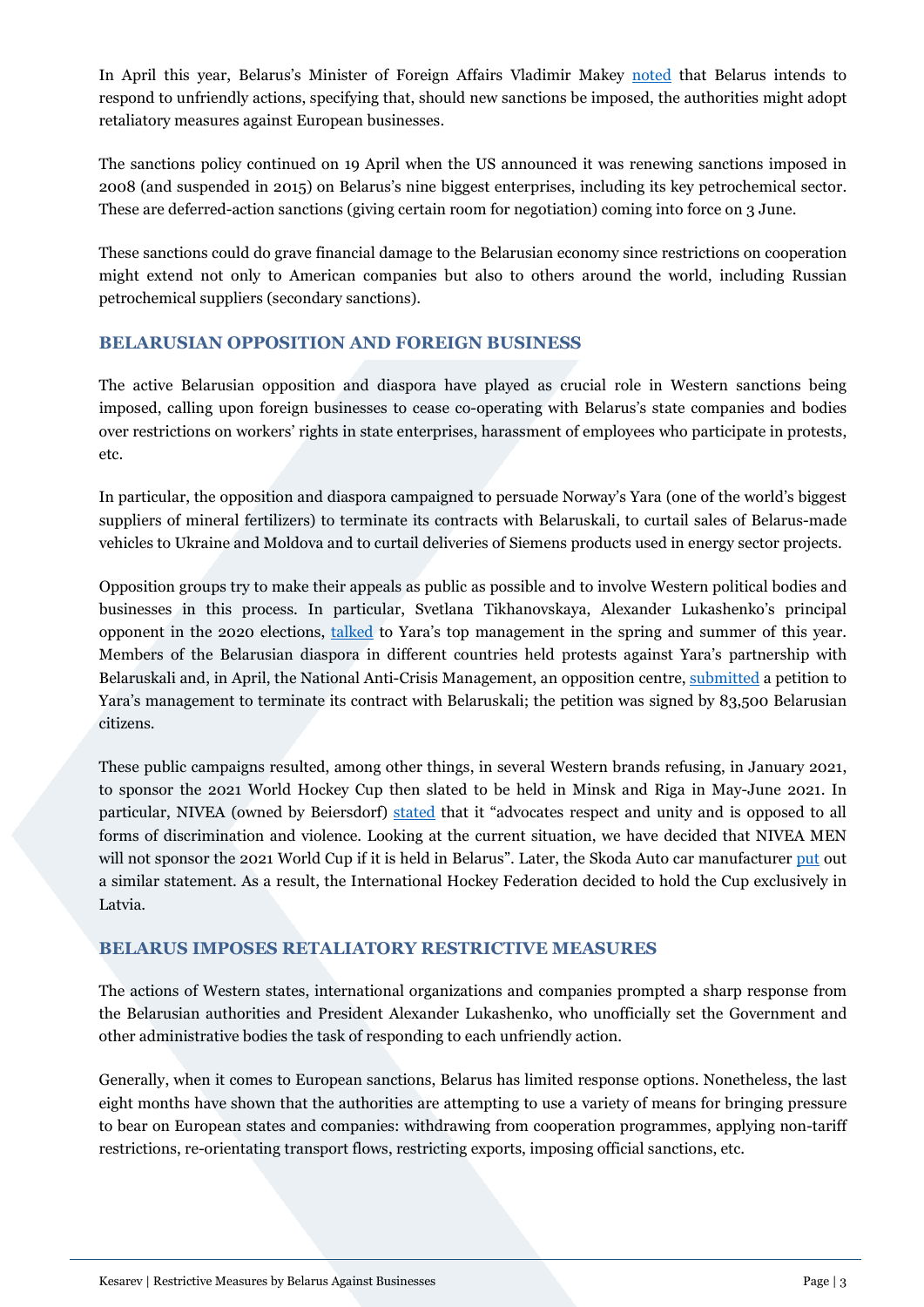In April this year, Belarus's Minister of Foreign Affairs Vladimir Makey noted that Belarus intends to respond to unfriendly actions, specifying that, should new sanctions be imposed, the authorities might adopt retaliatory measures against European businesses.

The sanctions policy continued on 19 April when the US announced it was renewing sanctions imposed in 2008 (and suspended in 2015) on Belarus's nine biggest enterprises, including its key petrochemical sector. These are deferred-action sanctions (giving certain room for negotiation) coming into force on 3 June.

These sanctions could do grave financial damage to the Belarusian economy since restrictions on cooperation might extend not only to American companies but also to others around the world, including Russian petrochemical suppliers (secondary sanctions).

## BELARUSIAN OPPOSITION AND FOREIGN BUSINESS

The active Belarusian opposition and diaspora have played as crucial role in Western sanctions being imposed, calling upon foreign businesses to cease co-operating with Belarus's state companies and bodies over restrictions on workers' rights in state enterprises, harassment of employees who participate in protests, etc.

In particular, the opposition and diaspora campaigned to persuade Norway's Yara (one of the world's biggest suppliers of mineral fertilizers) to terminate its contracts with Belaruskali, to curtail sales of Belarus-made vehicles to Ukraine and Moldova and to curtail deliveries of Siemens products used in energy sector projects.

Opposition groups try to make their appeals as public as possible and to involve Western political bodies and businesses in this process. In particular, Svetlana Tikhanovskaya, Alexander Lukashenko's principal opponent in the 2020 elections, talked to Yara's top management in the spring and summer of this year. Members of the Belarusian diaspora in different countries held protests against Yara's partnership with Belaruskali and, in April, the National Anti-Crisis Management, an opposition centre, submitted a petition to Yara's management to terminate its contract with Belaruskali; the petition was signed by 83,500 Belarusian citizens.

These public campaigns resulted, among other things, in several Western brands refusing, in January 2021, to sponsor the 2021 World Hockey Cup then slated to be held in Minsk and Riga in May-June 2021. In particular, NIVEA (owned by Beiersdorf) stated that it "advocates respect and unity and is opposed to all forms of discrimination and violence. Looking at the current situation, we have decided that NIVEA MEN will not sponsor the 2021 World Cup if it is held in Belarus". Later, the Skoda Auto car manufacturer put out a similar statement. As a result, the International Hockey Federation decided to hold the Cup exclusively in Latvia.

## BELARUS IMPOSES RETALIATORY RESTRICTIVE MEASURES

The actions of Western states, international organizations and companies prompted a sharp response from the Belarusian authorities and President Alexander Lukashenko, who unofficially set the Government and other administrative bodies the task of responding to each unfriendly action.

Generally, when it comes to European sanctions, Belarus has limited response options. Nonetheless, the last eight months have shown that the authorities are attempting to use a variety of means for bringing pressure to bear on European states and companies: withdrawing from cooperation programmes, applying non-tariff restrictions, re-orientating transport flows, restricting exports, imposing official sanctions, etc.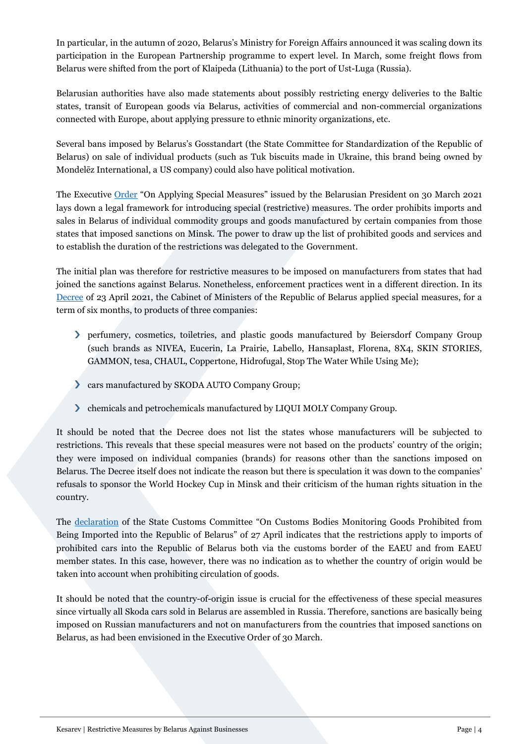In particular, in the autumn of 2020, Belarus's Ministry for Foreign Affairs announced it was scaling down its participation in the European Partnership programme to expert level. In March, some freight flows from Belarus were shifted from the port of Klaipeda (Lithuania) to the port of Ust-Luga (Russia).

Belarusian authorities have also made statements about possibly restricting energy deliveries to the Baltic states, transit of European goods via Belarus, activities of commercial and non-commercial organizations connected with Europe, about applying pressure to ethnic minority organizations, etc.

Several bans imposed by Belarus's Gosstandart (the State Committee for Standardization of the Republic of Belarus) on sale of individual products (such as Tuk biscuits made in Ukraine, this brand being owned by Mondelēz International, a US company) could also have political motivation.

The Executive Order "On Applying Special Measures" issued by the Belarusian President on 30 March 2021 lays down a legal framework for introducing special (restrictive) measures. The order prohibits imports and sales in Belarus of individual commodity groups and goods manufactured by certain companies from those states that imposed sanctions on Minsk. The power to draw up the list of prohibited goods and services and to establish the duration of the restrictions was delegated to the Government.

The initial plan was therefore for restrictive measures to be imposed on manufacturers from states that had joined the sanctions against Belarus. Nonetheless, enforcement practices went in a different direction. In its Decree of 23 April 2021, the Cabinet of Ministers of the Republic of Belarus applied special measures, for a term of six months, to products of three companies:

- perfumery, cosmetics, toiletries, and plastic goods manufactured by Beiersdorf Company Group (such brands as NIVEA, Eucerin, La Prairie, Labello, Hansaplast, Florena, 8X4, SKIN STORIES, GAMMON, tesa, CHAUL, Coppertone, Hidrofugal, Stop The Water While Using Me);
- cars manufactured by SKODA AUTO Company Group;
- chemicals and petrochemicals manufactured by LIQUI MOLY Company Group.

It should be noted that the Decree does not list the states whose manufacturers will be subjected to restrictions. This reveals that these special measures were not based on the products' country of the origin; they were imposed on individual companies (brands) for reasons other than the sanctions imposed on Belarus. The Decree itself does not indicate the reason but there is speculation it was down to the companies' refusals to sponsor the World Hockey Cup in Minsk and their criticism of the human rights situation in the country.

The declaration of the State Customs Committee "On Customs Bodies Monitoring Goods Prohibited from Being Imported into the Republic of Belarus" of 27 April indicates that the restrictions apply to imports of prohibited cars into the Republic of Belarus both via the customs border of the EAEU and from EAEU member states. In this case, however, there was no indication as to whether the country of origin would be taken into account when prohibiting circulation of goods.

It should be noted that the country-of-origin issue is crucial for the effectiveness of these special measures since virtually all Skoda cars sold in Belarus are assembled in Russia. Therefore, sanctions are basically being imposed on Russian manufacturers and not on manufacturers from the countries that imposed sanctions on Belarus, as had been envisioned in the Executive Order of 30 March.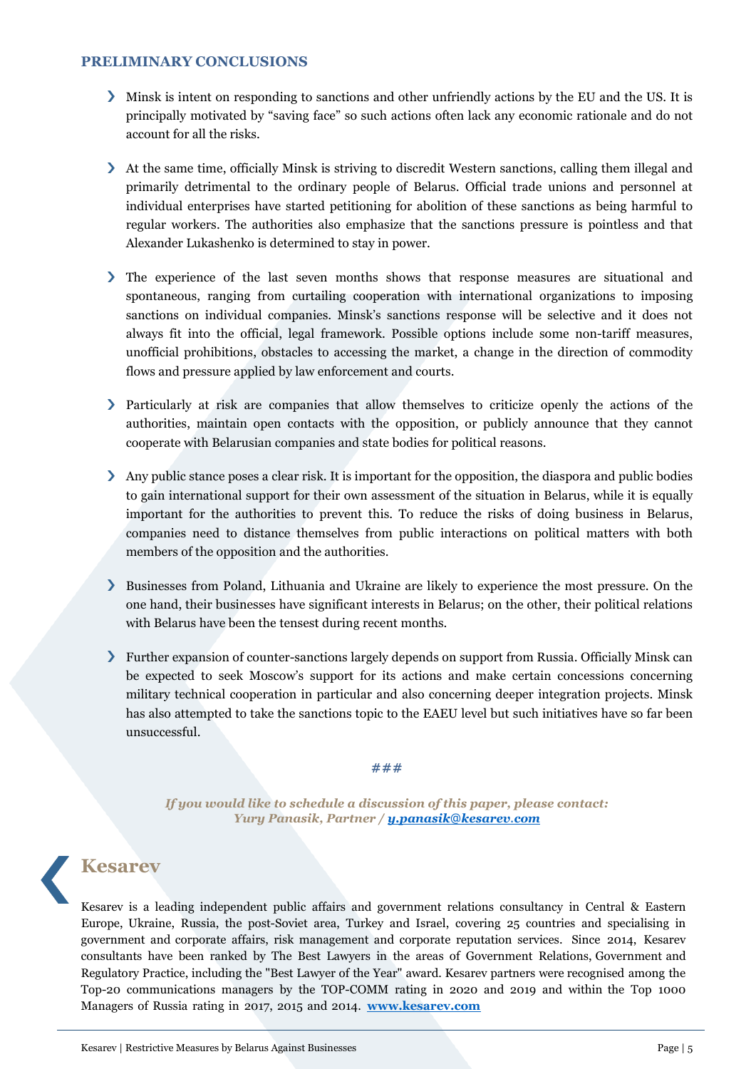## PRELIMINARY CONCLUSIONS

- Minsk is intent on responding to sanctions and other unfriendly actions by the EU and the US. It is principally motivated by "saving face" so such actions often lack any economic rationale and do not account for all the risks.

- At the same time, officially Minsk is striving to discredit Western sanctions, calling them illegal and primarily detrimental to the ordinary people of Belarus. Official trade unions and personnel at individual enterprises have started petitioning for abolition of these sanctions as being harmful to regular workers. The authorities also emphasize that the sanctions pressure is pointless and that Alexander Lukashenko is determined to stay in power.

- The experience of the last seven months shows that response measures are situational and spontaneous, ranging from curtailing cooperation with international organizations to imposing sanctions on individual companies. Minsk's sanctions response will be selective and it does not always fit into the official, legal framework. Possible options include some non-tariff measures, unofficial prohibitions, obstacles to accessing the market, a change in the direction of commodity flows and pressure applied by law enforcement and courts.

- Particularly at risk are companies that allow themselves to criticize openly the actions of the authorities, maintain open contacts with the opposition, or publicly announce that they cannot cooperate with Belarusian companies and state bodies for political reasons.

- Any public stance poses a clear risk. It is important for the opposition, the diaspora and public bodies to gain international support for their own assessment of the situation in Belarus, while it is equally important for the authorities to prevent this. To reduce the risks of doing business in Belarus, companies need to distance themselves from public interactions on political matters with both members of the opposition and the authorities.

- Businesses from Poland, Lithuania and Ukraine are likely to experience the most pressure. On the one hand, their businesses have significant interests in Belarus; on the other, their political relations with Belarus have been the tensest during recent months.

- Further expansion of counter-sanctions largely depends on support from Russia. Officially Minsk can be expected to seek Moscow's support for its actions and make certain concessions concerning military technical cooperation in particular and also concerning deeper integration projects. Minsk has also attempted to take the sanctions topic to the EAEU level but such initiatives have so far been unsuccessful.

###

***If you would like to schedule a discussion of this paper, please contact:***
***Yury Panasik, Partner / [y.panasik@kesarev.com](mailto:y.panasik@kesarev.com)***

## Kesarev

Kesarev is a leading independent public affairs and government relations consultancy in Central & Eastern Europe, Ukraine, Russia, the post-Soviet area, Turkey and Israel, covering 25 countries and specialising in government and corporate affairs, risk management and corporate reputation services. Since 2014, Kesarev consultants have been ranked by The Best Lawyers in the areas of Government Relations, Government and Regulatory Practice, including the "Best Lawyer of the Year" award. Kesarev partners were recognised among the Top-20 communications managers by the TOP-COMM rating in 2020 and 2019 and within the Top 1000 Managers of Russia rating in 2017, 2015 and 2014. **[www.kesarev.com](http://www.kesarev.com)**